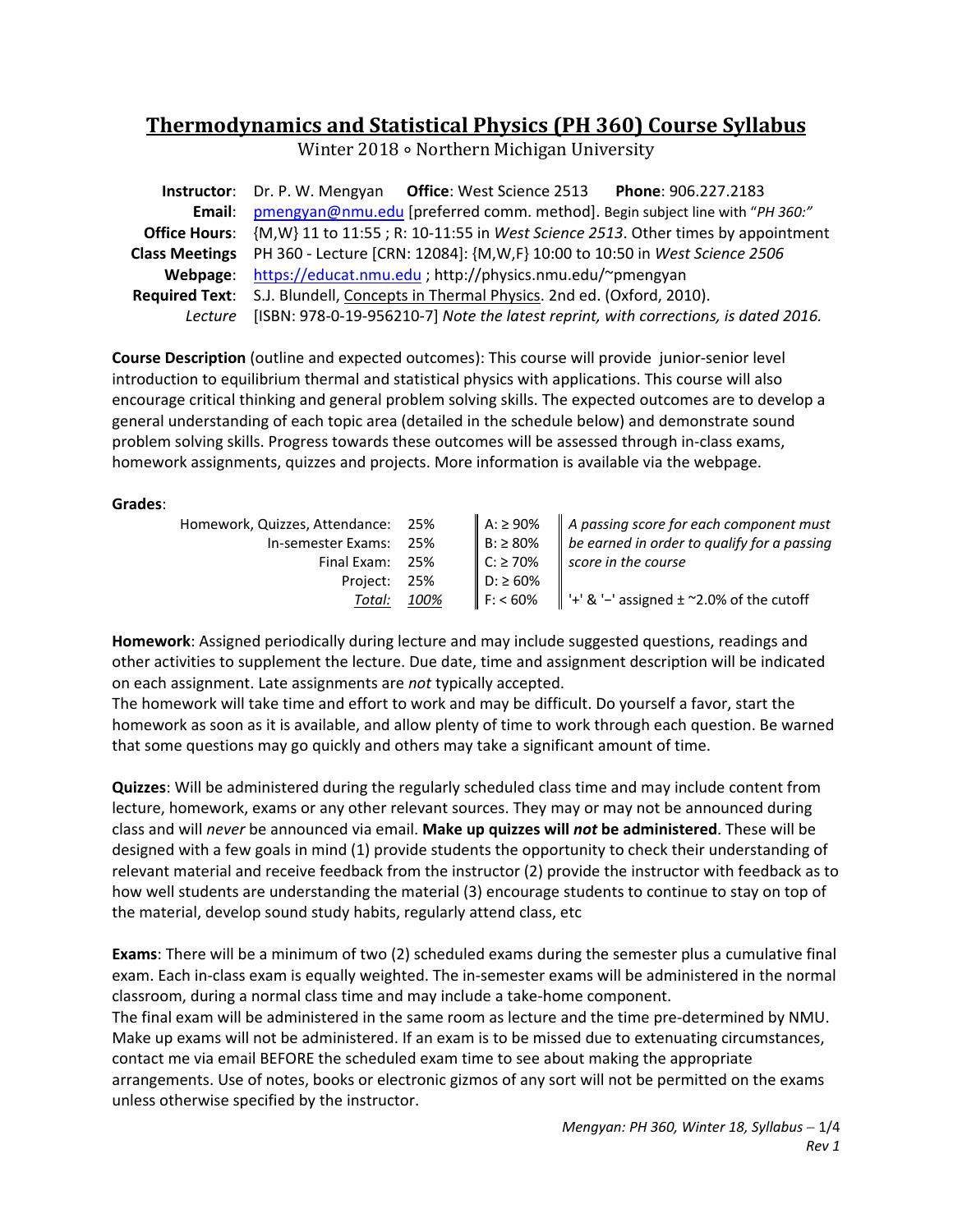# Thermodynamics and Statistical Physics (PH 360) Course Syllabus

Winter 2018 ∘ Northern Michigan University

| | |
|---|---|
| **Instructor**: | Dr. P. W. Mengyan **Office**: West Science 2513 **Phone**: 906.227.2183 |
| **Email**: | pmengyan@nmu.edu [preferred comm. method]. Begin subject line with "*PH 360:*" |
| **Office Hours**: | {M,W} 11 to 11:55 ; R: 10-11:55 in *West Science 2513*. Other times by appointment |
| **Class Meetings** | PH 360 - Lecture [CRN: 12084]: {M,W,F} 10:00 to 10:50 in *West Science 2506* |
| **Webpage**: | https://educat.nmu.edu ; http://physics.nmu.edu/~pmengyan |
| **Required Text**: | S.J. Blundell, Concepts in Thermal Physics. 2nd ed. (Oxford, 2010). |
| *Lecture* | [ISBN: 978-0-19-956210-7] *Note the latest reprint, with corrections, is dated 2016.* |

**Course Description** (outline and expected outcomes): This course will provide junior-senior level introduction to equilibrium thermal and statistical physics with applications. This course will also encourage critical thinking and general problem solving skills. The expected outcomes are to develop a general understanding of each topic area (detailed in the schedule below) and demonstrate sound problem solving skills. Progress towards these outcomes will be assessed through in-class exams, homework assignments, quizzes and projects. More information is available via the webpage.

**Grades**:

| Component | Weight | Grade | Note |
|---|---|---|---|
| Homework, Quizzes, Attendance: | 25% | A: ≥ 90% | *A passing score for each component must* |
| In-semester Exams: | 25% | B: ≥ 80% | *be earned in order to qualify for a passing* |
| Final Exam: | 25% | C: ≥ 70% | *score in the course* |
| Project: | 25% | D: ≥ 60% | |
| *Total:* | *100%* | F: < 60% | '+' & '−' assigned ± ~2.0% of the cutoff |

**Homework**: Assigned periodically during lecture and may include suggested questions, readings and other activities to supplement the lecture. Due date, time and assignment description will be indicated on each assignment. Late assignments are *not* typically accepted.
The homework will take time and effort to work and may be difficult. Do yourself a favor, start the homework as soon as it is available, and allow plenty of time to work through each question. Be warned that some questions may go quickly and others may take a significant amount of time.

**Quizzes**: Will be administered during the regularly scheduled class time and may include content from lecture, homework, exams or any other relevant sources. They may or may not be announced during class and will *never* be announced via email. **Make up quizzes will *not* be administered**. These will be designed with a few goals in mind (1) provide students the opportunity to check their understanding of relevant material and receive feedback from the instructor (2) provide the instructor with feedback as to how well students are understanding the material (3) encourage students to continue to stay on top of the material, develop sound study habits, regularly attend class, etc

**Exams**: There will be a minimum of two (2) scheduled exams during the semester plus a cumulative final exam. Each in-class exam is equally weighted. The in-semester exams will be administered in the normal classroom, during a normal class time and may include a take-home component.
The final exam will be administered in the same room as lecture and the time pre-determined by NMU. Make up exams will not be administered. If an exam is to be missed due to extenuating circumstances, contact me via email BEFORE the scheduled exam time to see about making the appropriate arrangements. Use of notes, books or electronic gizmos of any sort will not be permitted on the exams unless otherwise specified by the instructor.

*Rev 1*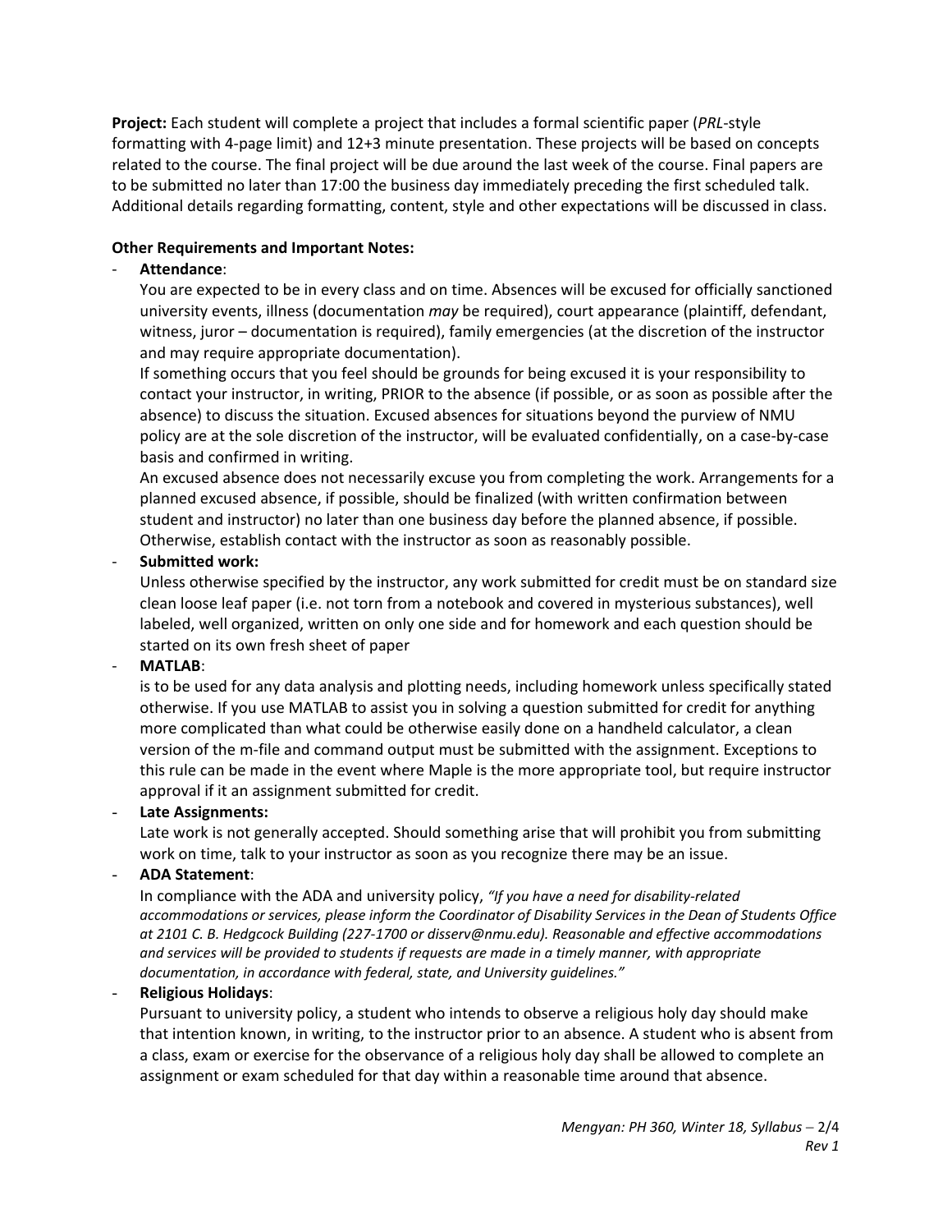**Project:** Each student will complete a project that includes a formal scientific paper (*PRL*-style formatting with 4-page limit) and 12+3 minute presentation. These projects will be based on concepts related to the course. The final project will be due around the last week of the course. Final papers are to be submitted no later than 17:00 the business day immediately preceding the first scheduled talk. Additional details regarding formatting, content, style and other expectations will be discussed in class.

**Other Requirements and Important Notes:**

- **Attendance**:
  You are expected to be in every class and on time. Absences will be excused for officially sanctioned university events, illness (documentation *may* be required), court appearance (plaintiff, defendant, witness, juror – documentation is required), family emergencies (at the discretion of the instructor and may require appropriate documentation).
  If something occurs that you feel should be grounds for being excused it is your responsibility to contact your instructor, in writing, PRIOR to the absence (if possible, or as soon as possible after the absence) to discuss the situation. Excused absences for situations beyond the purview of NMU policy are at the sole discretion of the instructor, will be evaluated confidentially, on a case-by-case basis and confirmed in writing.
  An excused absence does not necessarily excuse you from completing the work. Arrangements for a planned excused absence, if possible, should be finalized (with written confirmation between student and instructor) no later than one business day before the planned absence, if possible. Otherwise, establish contact with the instructor as soon as reasonably possible.
- **Submitted work:**
  Unless otherwise specified by the instructor, any work submitted for credit must be on standard size clean loose leaf paper (i.e. not torn from a notebook and covered in mysterious substances), well labeled, well organized, written on only one side and for homework and each question should be started on its own fresh sheet of paper
- **MATLAB**:
  is to be used for any data analysis and plotting needs, including homework unless specifically stated otherwise. If you use MATLAB to assist you in solving a question submitted for credit for anything more complicated than what could be otherwise easily done on a handheld calculator, a clean version of the m-file and command output must be submitted with the assignment. Exceptions to this rule can be made in the event where Maple is the more appropriate tool, but require instructor approval if it an assignment submitted for credit.
- **Late Assignments:**
  Late work is not generally accepted. Should something arise that will prohibit you from submitting work on time, talk to your instructor as soon as you recognize there may be an issue.
- **ADA Statement**:
  In compliance with the ADA and university policy, *"If you have a need for disability-related accommodations or services, please inform the Coordinator of Disability Services in the Dean of Students Office at 2101 C. B. Hedgcock Building (227-1700 or disserv@nmu.edu). Reasonable and effective accommodations and services will be provided to students if requests are made in a timely manner, with appropriate documentation, in accordance with federal, state, and University guidelines."*
- **Religious Holidays**:
  Pursuant to university policy, a student who intends to observe a religious holy day should make that intention known, in writing, to the instructor prior to an absence. A student who is absent from a class, exam or exercise for the observance of a religious holy day shall be allowed to complete an assignment or exam scheduled for that day within a reasonable time around that absence.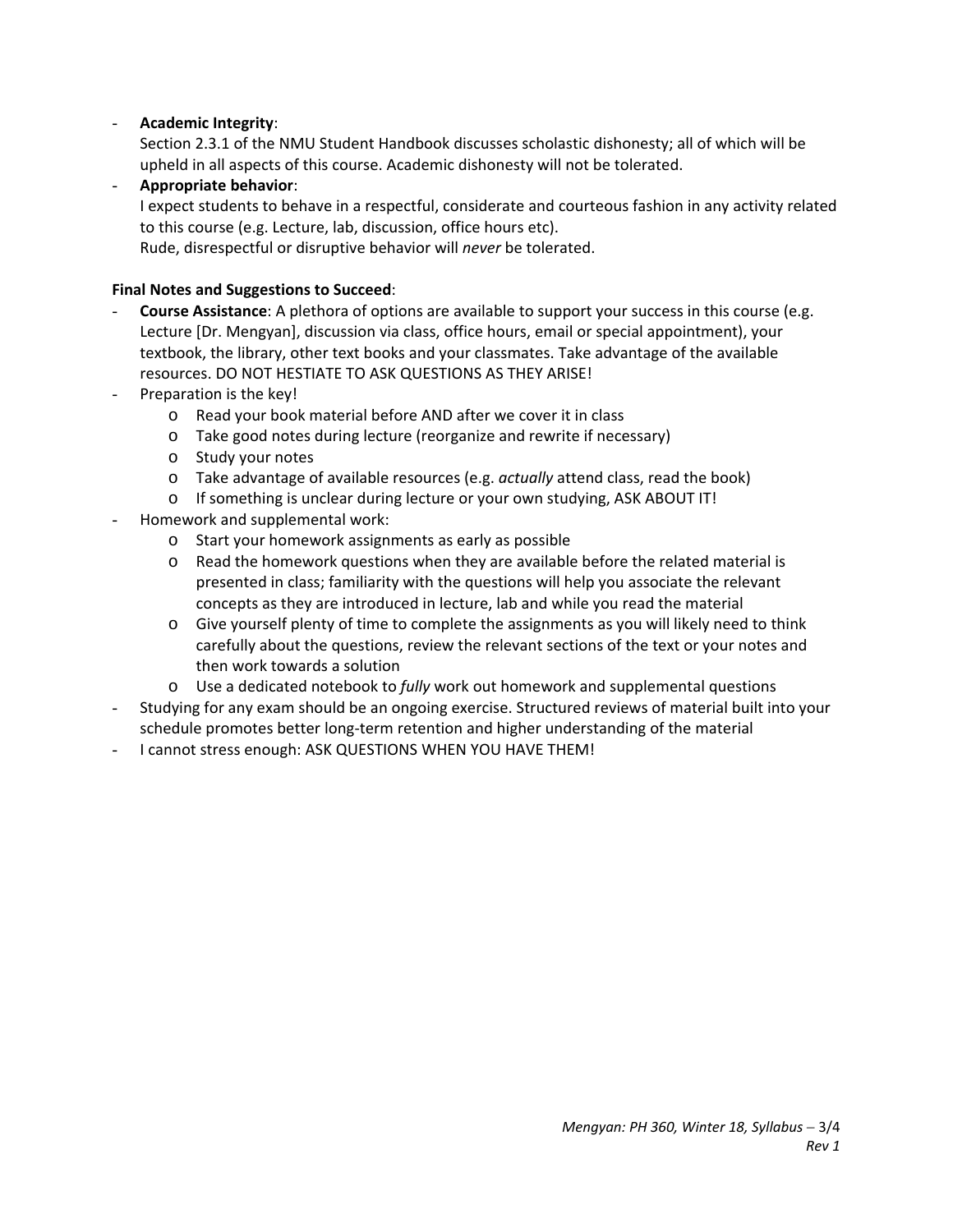- **Academic Integrity**:
  Section 2.3.1 of the NMU Student Handbook discusses scholastic dishonesty; all of which will be upheld in all aspects of this course. Academic dishonesty will not be tolerated.
- **Appropriate behavior**:
  I expect students to behave in a respectful, considerate and courteous fashion in any activity related to this course (e.g. Lecture, lab, discussion, office hours etc).
  Rude, disrespectful or disruptive behavior will *never* be tolerated.

**Final Notes and Suggestions to Succeed**:

- **Course Assistance**: A plethora of options are available to support your success in this course (e.g. Lecture [Dr. Mengyan], discussion via class, office hours, email or special appointment), your textbook, the library, other text books and your classmates. Take advantage of the available resources. DO NOT HESTIATE TO ASK QUESTIONS AS THEY ARISE!
- Preparation is the key!
  - Read your book material before AND after we cover it in class
  - Take good notes during lecture (reorganize and rewrite if necessary)
  - Study your notes
  - Take advantage of available resources (e.g. *actually* attend class, read the book)
  - If something is unclear during lecture or your own studying, ASK ABOUT IT!
- Homework and supplemental work:
  - Start your homework assignments as early as possible
  - Read the homework questions when they are available before the related material is presented in class; familiarity with the questions will help you associate the relevant concepts as they are introduced in lecture, lab and while you read the material
  - Give yourself plenty of time to complete the assignments as you will likely need to think carefully about the questions, review the relevant sections of the text or your notes and then work towards a solution
  - Use a dedicated notebook to *fully* work out homework and supplemental questions
- Studying for any exam should be an ongoing exercise. Structured reviews of material built into your schedule promotes better long-term retention and higher understanding of the material
- I cannot stress enough: ASK QUESTIONS WHEN YOU HAVE THEM!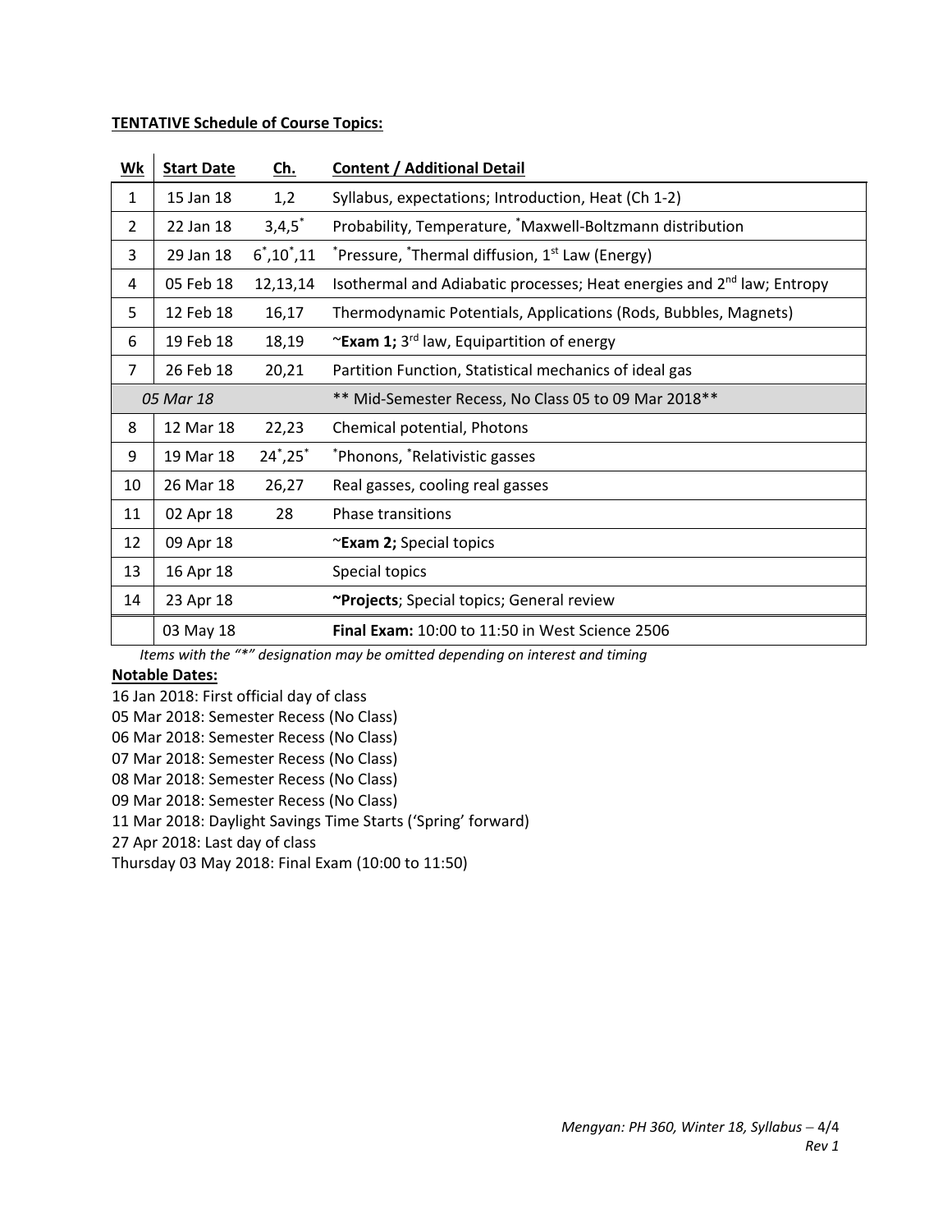**TENTATIVE Schedule of Course Topics:**

| Wk | Start Date | Ch. | Content / Additional Detail |
|---|---|---|---|
| 1 | 15 Jan 18 | 1,2 | Syllabus, expectations; Introduction, Heat (Ch 1-2) |
| 2 | 22 Jan 18 | 3,4,5* | Probability, Temperature, *Maxwell-Boltzmann distribution |
| 3 | 29 Jan 18 | 6*,10*,11 | *Pressure, *Thermal diffusion, 1st Law (Energy) |
| 4 | 05 Feb 18 | 12,13,14 | Isothermal and Adiabatic processes; Heat energies and 2nd law; Entropy |
| 5 | 12 Feb 18 | 16,17 | Thermodynamic Potentials, Applications (Rods, Bubbles, Magnets) |
| 6 | 19 Feb 18 | 18,19 | ~**Exam 1;** 3rd law, Equipartition of energy |
| 7 | 26 Feb 18 | 20,21 | Partition Function, Statistical mechanics of ideal gas |
| | *05 Mar 18* | | ** Mid-Semester Recess, No Class 05 to 09 Mar 2018** |
| 8 | 12 Mar 18 | 22,23 | Chemical potential, Photons |
| 9 | 19 Mar 18 | 24*,25* | *Phonons, *Relativistic gasses |
| 10 | 26 Mar 18 | 26,27 | Real gasses, cooling real gasses |
| 11 | 02 Apr 18 | 28 | Phase transitions |
| 12 | 09 Apr 18 | | ~**Exam 2;** Special topics |
| 13 | 16 Apr 18 | | Special topics |
| 14 | 23 Apr 18 | | **~Projects**; Special topics; General review |
| | 03 May 18 | | **Final Exam:** 10:00 to 11:50 in West Science 2506 |

*Items with the "*" designation may be omitted depending on interest and timing*

**Notable Dates:**

16 Jan 2018: First official day of class
05 Mar 2018: Semester Recess (No Class)
06 Mar 2018: Semester Recess (No Class)
07 Mar 2018: Semester Recess (No Class)
08 Mar 2018: Semester Recess (No Class)
09 Mar 2018: Semester Recess (No Class)
11 Mar 2018: Daylight Savings Time Starts ('Spring' forward)
27 Apr 2018: Last day of class
Thursday 03 May 2018: Final Exam (10:00 to 11:50)